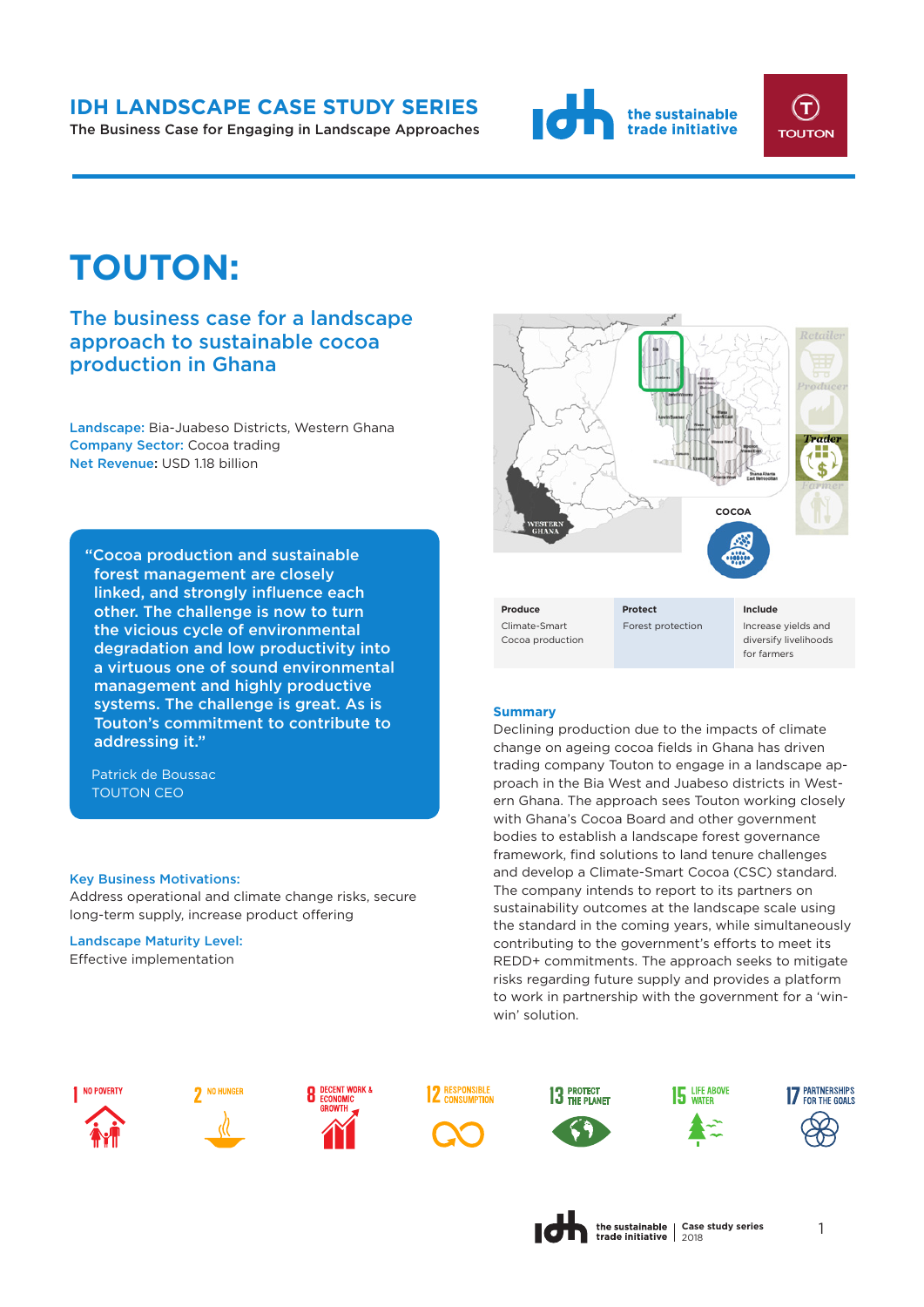**IDH LANDSCAPE CASE STUDY SERIES**

The Business Case for Engaging in Landscape Approaches

# TOUTON:

## The business case for a landscape approach to sustainable cocoa production in Ghana

**Landscape:** Bia-Juabeso Districts, Western Ghana
**Company Sector:** Cocoa trading
**Net Revenue:** USD 1.18 billion

> "Cocoa production and sustainable forest management are closely linked, and strongly influence each other. The challenge is now to turn the vicious cycle of environmental degradation and low productivity into a virtuous one of sound environmental management and highly productive systems. The challenge is great. As is Touton's commitment to contribute to addressing it."
>
> Patrick de Boussac
> TOUTON CEO

**Key Business Motivations:**
Address operational and climate change risks, secure long-term supply, increase product offering

**Landscape Maturity Level:**
Effective implementation

| Produce | Protect | Include |
|---|---|---|
| Climate-Smart Cocoa production | Forest protection | Increase yields and diversify livelihoods for farmers |

### Summary

Declining production due to the impacts of climate change on ageing cocoa fields in Ghana has driven trading company Touton to engage in a landscape approach in the Bia West and Juabeso districts in Western Ghana. The approach sees Touton working closely with Ghana's Cocoa Board and other government bodies to establish a landscape forest governance framework, find solutions to land tenure challenges and develop a Climate-Smart Cocoa (CSC) standard. The company intends to report to its partners on sustainability outcomes at the landscape scale using the standard in the coming years, while simultaneously contributing to the government's efforts to meet its REDD+ commitments. The approach seeks to mitigate risks regarding future supply and provides a platform to work in partnership with the government for a 'win-win' solution.

1 NO POVERTY · 2 NO HUNGER · 8 DECENT WORK & ECONOMIC GROWTH · 12 RESPONSIBLE CONSUMPTION · 13 PROTECT THE PLANET · 15 LIFE ABOVE WATER · 17 PARTNERSHIPS FOR THE GOALS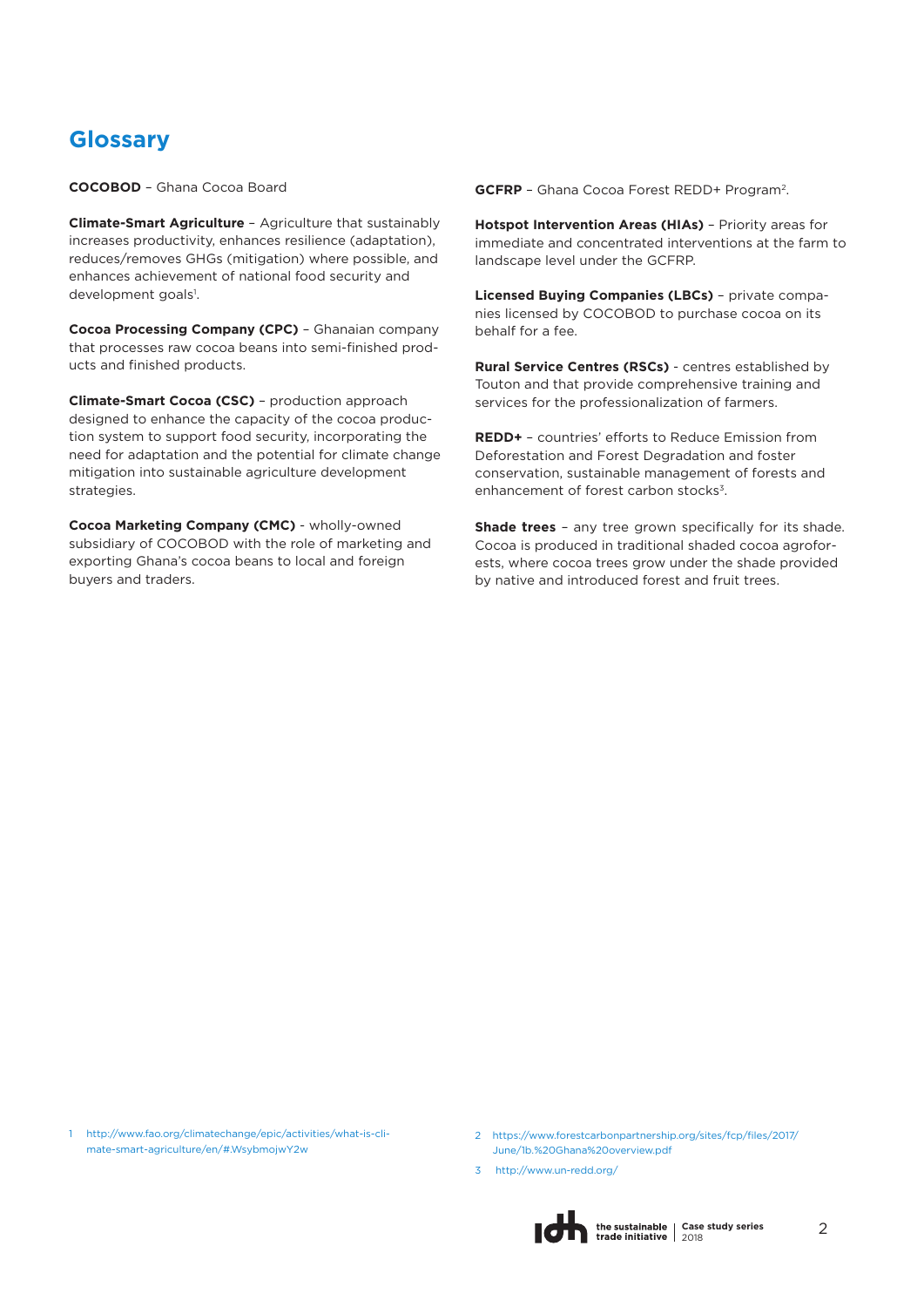## Glossary

**COCOBOD** – Ghana Cocoa Board

**Climate-Smart Agriculture** – Agriculture that sustainably increases productivity, enhances resilience (adaptation), reduces/removes GHGs (mitigation) where possible, and enhances achievement of national food security and development goals[1].

**Cocoa Processing Company (CPC)** – Ghanaian company that processes raw cocoa beans into semi-finished products and finished products.

**Climate-Smart Cocoa (CSC)** – production approach designed to enhance the capacity of the cocoa production system to support food security, incorporating the need for adaptation and the potential for climate change mitigation into sustainable agriculture development strategies.

**Cocoa Marketing Company (CMC)** - wholly-owned subsidiary of COCOBOD with the role of marketing and exporting Ghana's cocoa beans to local and foreign buyers and traders.

**GCFRP** – Ghana Cocoa Forest REDD+ Program[2].

**Hotspot Intervention Areas (HIAs)** – Priority areas for immediate and concentrated interventions at the farm to landscape level under the GCFRP.

**Licensed Buying Companies (LBCs)** – private companies licensed by COCOBOD to purchase cocoa on its behalf for a fee.

**Rural Service Centres (RSCs)** - centres established by Touton and that provide comprehensive training and services for the professionalization of farmers.

**REDD+** – countries' efforts to Reduce Emission from Deforestation and Forest Degradation and foster conservation, sustainable management of forests and enhancement of forest carbon stocks[3].

**Shade trees** – any tree grown specifically for its shade. Cocoa is produced in traditional shaded cocoa agroforests, where cocoa trees grow under the shade provided by native and introduced forest and fruit trees.

1 http://www.fao.org/climatechange/epic/activities/what-is-climate-smart-agriculture/en/#.WsybmojwY2w

2 https://www.forestcarbonpartnership.org/sites/fcp/files/2017/June/1b.%20Ghana%20overview.pdf

3 http://www.un-redd.org/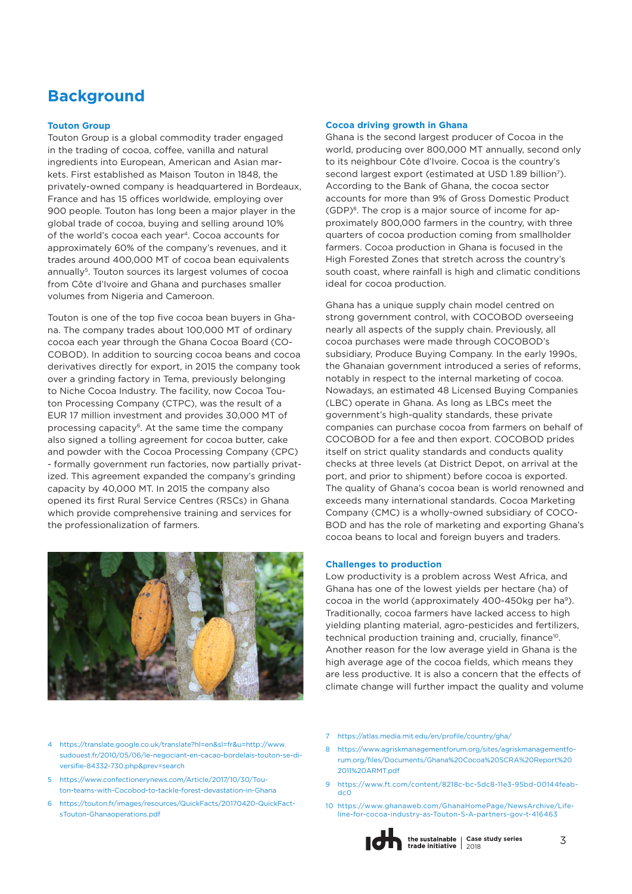# Background

### Touton Group

Touton Group is a global commodity trader engaged in the trading of cocoa, coffee, vanilla and natural ingredients into European, American and Asian markets. First established as Maison Touton in 1848, the privately-owned company is headquartered in Bordeaux, France and has 15 offices worldwide, employing over 900 people. Touton has long been a major player in the global trade of cocoa, buying and selling around 10% of the world's cocoa each year[4]. Cocoa accounts for approximately 60% of the company's revenues, and it trades around 400,000 MT of cocoa bean equivalents annually[5]. Touton sources its largest volumes of cocoa from Côte d'Ivoire and Ghana and purchases smaller volumes from Nigeria and Cameroon.

Touton is one of the top five cocoa bean buyers in Ghana. The company trades about 100,000 MT of ordinary cocoa each year through the Ghana Cocoa Board (COCOBOD). In addition to sourcing cocoa beans and cocoa derivatives directly for export, in 2015 the company took over a grinding factory in Tema, previously belonging to Niche Cocoa Industry. The facility, now Cocoa Touton Processing Company (CTPC), was the result of a EUR 17 million investment and provides 30,000 MT of processing capacity[6]. At the same time the company also signed a tolling agreement for cocoa butter, cake and powder with the Cocoa Processing Company (CPC) - formally government run factories, now partially privatized. This agreement expanded the company's grinding capacity by 40,000 MT. In 2015 the company also opened its first Rural Service Centres (RSCs) in Ghana which provide comprehensive training and services for the professionalization of farmers.

### Cocoa driving growth in Ghana

Ghana is the second largest producer of Cocoa in the world, producing over 800,000 MT annually, second only to its neighbour Côte d'Ivoire. Cocoa is the country's second largest export (estimated at USD 1.89 billion[7]). According to the Bank of Ghana, the cocoa sector accounts for more than 9% of Gross Domestic Product (GDP)[8]. The crop is a major source of income for approximately 800,000 farmers in the country, with three quarters of cocoa production coming from smallholder farmers. Cocoa production in Ghana is focused in the High Forested Zones that stretch across the country's south coast, where rainfall is high and climatic conditions ideal for cocoa production.

Ghana has a unique supply chain model centred on strong government control, with COCOBOD overseeing nearly all aspects of the supply chain. Previously, all cocoa purchases were made through COCOBOD's subsidiary, Produce Buying Company. In the early 1990s, the Ghanaian government introduced a series of reforms, notably in respect to the internal marketing of cocoa. Nowadays, an estimated 48 Licensed Buying Companies (LBC) operate in Ghana. As long as LBCs meet the government's high-quality standards, these private companies can purchase cocoa from farmers on behalf of COCOBOD for a fee and then export. COCOBOD prides itself on strict quality standards and conducts quality checks at three levels (at District Depot, on arrival at the port, and prior to shipment) before cocoa is exported. The quality of Ghana's cocoa bean is world renowned and exceeds many international standards. Cocoa Marketing Company (CMC) is a wholly-owned subsidiary of COCOBOD and has the role of marketing and exporting Ghana's cocoa beans to local and foreign buyers and traders.

### Challenges to production

Low productivity is a problem across West Africa, and Ghana has one of the lowest yields per hectare (ha) of cocoa in the world (approximately 400-450kg per ha[9]). Traditionally, cocoa farmers have lacked access to high yielding planting material, agro-pesticides and fertilizers, technical production training and, crucially, finance[10]. Another reason for the low average yield in Ghana is the high average age of the cocoa fields, which means they are less productive. It is also a concern that the effects of climate change will further impact the quality and volume

---

4 https://translate.google.co.uk/translate?hl=en&sl=fr&u=http://www.sudouest.fr/2010/05/06/le-negociant-en-cacao-bordelais-touton-se-diversifie-84332-730.php&prev=search

5 https://www.confectionerynews.com/Article/2017/10/30/Touton-teams-with-Cocobod-to-tackle-forest-devastation-in-Ghana

6 https://touton.fr/images/resources/QuickFacts/20170420-QuickFactsTouton-Ghanaoperations.pdf

7 https://atlas.media.mit.edu/en/profile/country/gha/

8 https://www.agriskmanagementforum.org/sites/agriskmanagementforum.org/files/Documents/Ghana%20Cocoa%20SCRA%20Report%202011%20ARMT.pdf

9 https://www.ft.com/content/8218c-bc-5dc8-11e3-95bd-00144feabdc0

10 https://www.ghanaweb.com/GhanaHomePage/NewsArchive/Lifeline-for-cocoa-industry-as-Touton-S-A-partners-gov-t-416463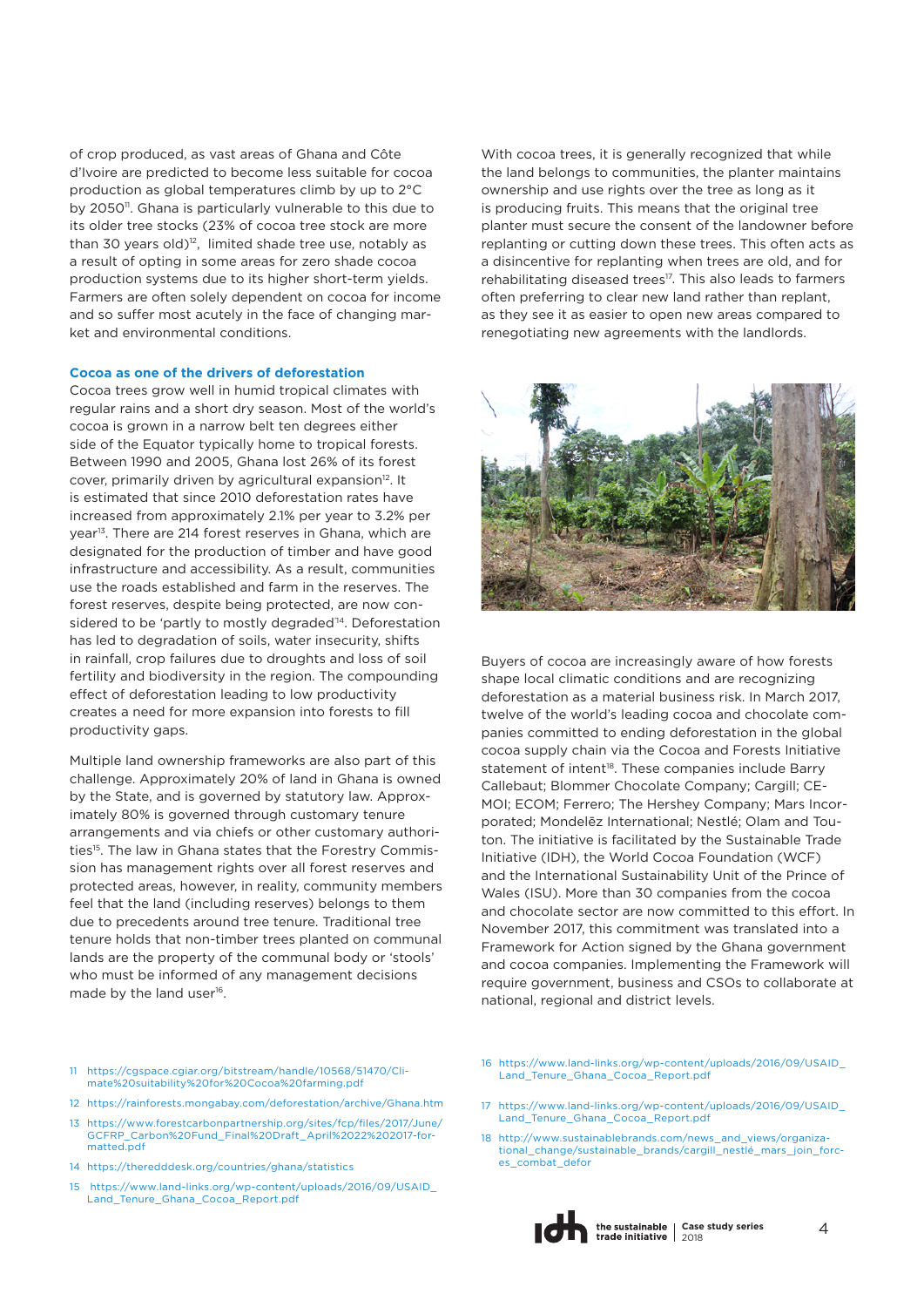of crop produced, as vast areas of Ghana and Côte d'Ivoire are predicted to become less suitable for cocoa production as global temperatures climb by up to 2°C by 2050[11]. Ghana is particularly vulnerable to this due to its older tree stocks (23% of cocoa tree stock are more than 30 years old)[12], limited shade tree use, notably as a result of opting in some areas for zero shade cocoa production systems due to its higher short-term yields. Farmers are often solely dependent on cocoa for income and so suffer most acutely in the face of changing market and environmental conditions.

### Cocoa as one of the drivers of deforestation

Cocoa trees grow well in humid tropical climates with regular rains and a short dry season. Most of the world's cocoa is grown in a narrow belt ten degrees either side of the Equator typically home to tropical forests. Between 1990 and 2005, Ghana lost 26% of its forest cover, primarily driven by agricultural expansion[12]. It is estimated that since 2010 deforestation rates have increased from approximately 2.1% per year to 3.2% per year[13]. There are 214 forest reserves in Ghana, which are designated for the production of timber and have good infrastructure and accessibility. As a result, communities use the roads established and farm in the reserves. The forest reserves, despite being protected, are now considered to be 'partly to mostly degraded'[14]. Deforestation has led to degradation of soils, water insecurity, shifts in rainfall, crop failures due to droughts and loss of soil fertility and biodiversity in the region. The compounding effect of deforestation leading to low productivity creates a need for more expansion into forests to fill productivity gaps.

Multiple land ownership frameworks are also part of this challenge. Approximately 20% of land in Ghana is owned by the State, and is governed by statutory law. Approximately 80% is governed through customary tenure arrangements and via chiefs or other customary authorities[15]. The law in Ghana states that the Forestry Commission has management rights over all forest reserves and protected areas, however, in reality, community members feel that the land (including reserves) belongs to them due to precedents around tree tenure. Traditional tree tenure holds that non-timber trees planted on communal lands are the property of the communal body or 'stools' who must be informed of any management decisions made by the land user[16].

With cocoa trees, it is generally recognized that while the land belongs to communities, the planter maintains ownership and use rights over the tree as long as it is producing fruits. This means that the original tree planter must secure the consent of the landowner before replanting or cutting down these trees. This often acts as a disincentive for replanting when trees are old, and for rehabilitating diseased trees[17]. This also leads to farmers often preferring to clear new land rather than replant, as they see it as easier to open new areas compared to renegotiating new agreements with the landlords.

Buyers of cocoa are increasingly aware of how forests shape local climatic conditions and are recognizing deforestation as a material business risk. In March 2017, twelve of the world's leading cocoa and chocolate companies committed to ending deforestation in the global cocoa supply chain via the Cocoa and Forests Initiative statement of intent[18]. These companies include Barry Callebaut; Blommer Chocolate Company; Cargill; CEMOI; ECOM; Ferrero; The Hershey Company; Mars Incorporated; Mondelēz International; Nestlé; Olam and Touton. The initiative is facilitated by the Sustainable Trade Initiative (IDH), the World Cocoa Foundation (WCF) and the International Sustainability Unit of the Prince of Wales (ISU). More than 30 companies from the cocoa and chocolate sector are now committed to this effort. In November 2017, this commitment was translated into a Framework for Action signed by the Ghana government and cocoa companies. Implementing the Framework will require government, business and CSOs to collaborate at national, regional and district levels.

11 https://cgspace.cgiar.org/bitstream/handle/10568/51470/Climate%20suitability%20for%20Cocoa%20farming.pdf

12 https://rainforests.mongabay.com/deforestation/archive/Ghana.htm

13 https://www.forestcarbonpartnership.org/sites/fcp/files/2017/June/GCFRP_Carbon%20Fund_Final%20Draft_April%2022%202017-formatted.pdf

14 https://theredddesk.org/countries/ghana/statistics

15 https://www.land-links.org/wp-content/uploads/2016/09/USAID_Land_Tenure_Ghana_Cocoa_Report.pdf

16 https://www.land-links.org/wp-content/uploads/2016/09/USAID_Land_Tenure_Ghana_Cocoa_Report.pdf

17 https://www.land-links.org/wp-content/uploads/2016/09/USAID_Land_Tenure_Ghana_Cocoa_Report.pdf

18 http://www.sustainablebrands.com/news_and_views/organizational_change/sustainable_brands/cargill_nestlé_mars_join_forces_combat_defor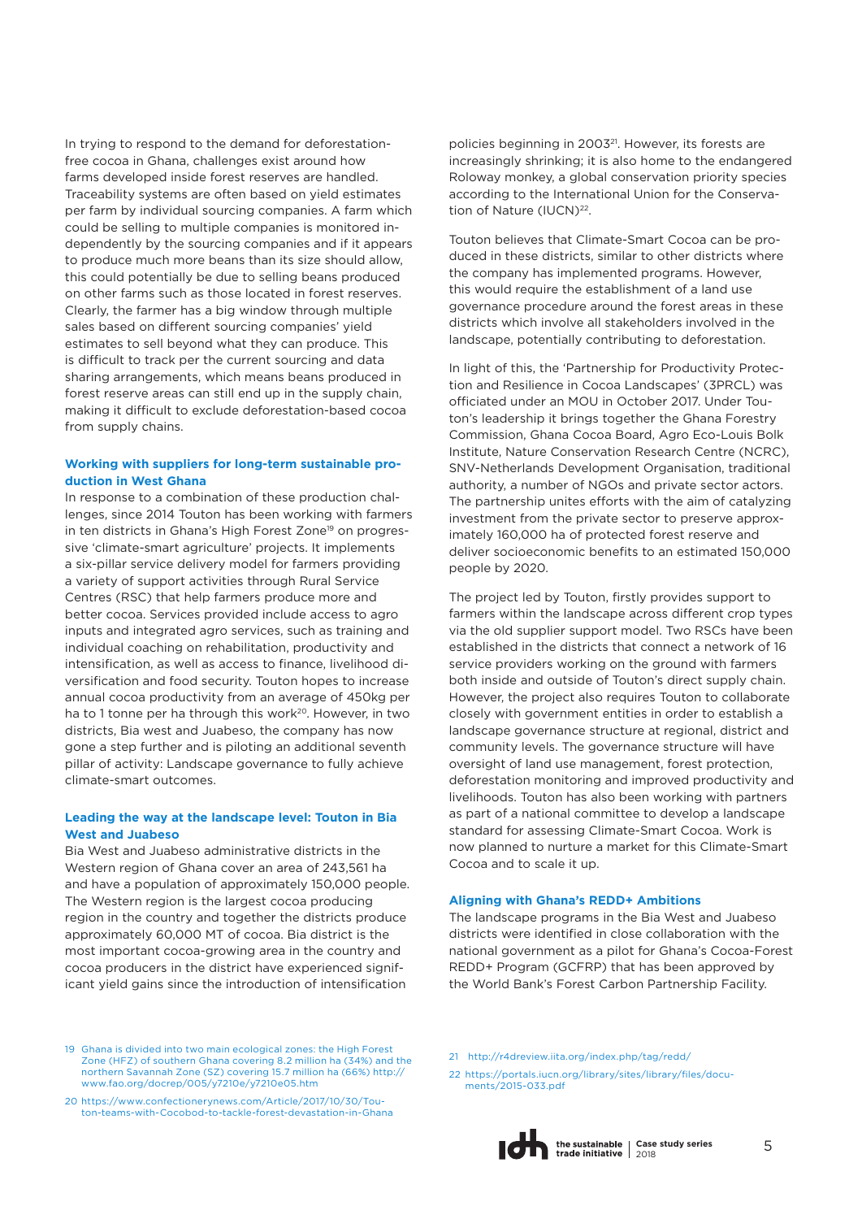In trying to respond to the demand for deforestation-free cocoa in Ghana, challenges exist around how farms developed inside forest reserves are handled. Traceability systems are often based on yield estimates per farm by individual sourcing companies. A farm which could be selling to multiple companies is monitored independently by the sourcing companies and if it appears to produce much more beans than its size should allow, this could potentially be due to selling beans produced on other farms such as those located in forest reserves. Clearly, the farmer has a big window through multiple sales based on different sourcing companies' yield estimates to sell beyond what they can produce. This is difficult to track per the current sourcing and data sharing arrangements, which means beans produced in forest reserve areas can still end up in the supply chain, making it difficult to exclude deforestation-based cocoa from supply chains.

### Working with suppliers for long-term sustainable production in West Ghana

In response to a combination of these production challenges, since 2014 Touton has been working with farmers in ten districts in Ghana's High Forest Zone[19] on progressive 'climate-smart agriculture' projects. It implements a six-pillar service delivery model for farmers providing a variety of support activities through Rural Service Centres (RSC) that help farmers produce more and better cocoa. Services provided include access to agro inputs and integrated agro services, such as training and individual coaching on rehabilitation, productivity and intensification, as well as access to finance, livelihood diversification and food security. Touton hopes to increase annual cocoa productivity from an average of 450kg per ha to 1 tonne per ha through this work[20]. However, in two districts, Bia west and Juabeso, the company has now gone a step further and is piloting an additional seventh pillar of activity: Landscape governance to fully achieve climate-smart outcomes.

### Leading the way at the landscape level: Touton in Bia West and Juabeso

Bia West and Juabeso administrative districts in the Western region of Ghana cover an area of 243,561 ha and have a population of approximately 150,000 people. The Western region is the largest cocoa producing region in the country and together the districts produce approximately 60,000 MT of cocoa. Bia district is the most important cocoa-growing area in the country and cocoa producers in the district have experienced significant yield gains since the introduction of intensification policies beginning in 2003[21]. However, its forests are increasingly shrinking; it is also home to the endangered Roloway monkey, a global conservation priority species according to the International Union for the Conservation of Nature (IUCN)[22].

Touton believes that Climate-Smart Cocoa can be produced in these districts, similar to other districts where the company has implemented programs. However, this would require the establishment of a land use governance procedure around the forest areas in these districts which involve all stakeholders involved in the landscape, potentially contributing to deforestation.

In light of this, the 'Partnership for Productivity Protection and Resilience in Cocoa Landscapes' (3PRCL) was officiated under an MOU in October 2017. Under Touton's leadership it brings together the Ghana Forestry Commission, Ghana Cocoa Board, Agro Eco-Louis Bolk Institute, Nature Conservation Research Centre (NCRC), SNV-Netherlands Development Organisation, traditional authority, a number of NGOs and private sector actors. The partnership unites efforts with the aim of catalyzing investment from the private sector to preserve approximately 160,000 ha of protected forest reserve and deliver socioeconomic benefits to an estimated 150,000 people by 2020.

The project led by Touton, firstly provides support to farmers within the landscape across different crop types via the old supplier support model. Two RSCs have been established in the districts that connect a network of 16 service providers working on the ground with farmers both inside and outside of Touton's direct supply chain. However, the project also requires Touton to collaborate closely with government entities in order to establish a landscape governance structure at regional, district and community levels. The governance structure will have oversight of land use management, forest protection, deforestation monitoring and improved productivity and livelihoods. Touton has also been working with partners as part of a national committee to develop a landscape standard for assessing Climate-Smart Cocoa. Work is now planned to nurture a market for this Climate-Smart Cocoa and to scale it up.

### Aligning with Ghana's REDD+ Ambitions

The landscape programs in the Bia West and Juabeso districts were identified in close collaboration with the national government as a pilot for Ghana's Cocoa-Forest REDD+ Program (GCFRP) that has been approved by the World Bank's Forest Carbon Partnership Facility.

---

19 Ghana is divided into two main ecological zones: the High Forest Zone (HFZ) of southern Ghana covering 8.2 million ha (34%) and the northern Savannah Zone (SZ) covering 15.7 million ha (66%) http://www.fao.org/docrep/005/y7210e/y7210e05.htm

20 https://www.confectionerynews.com/Article/2017/10/30/Touton-teams-with-Cocobod-to-tackle-forest-devastation-in-Ghana

21 http://r4dreview.iita.org/index.php/tag/redd/

22 https://portals.iucn.org/library/sites/library/files/documents/2015-033.pdf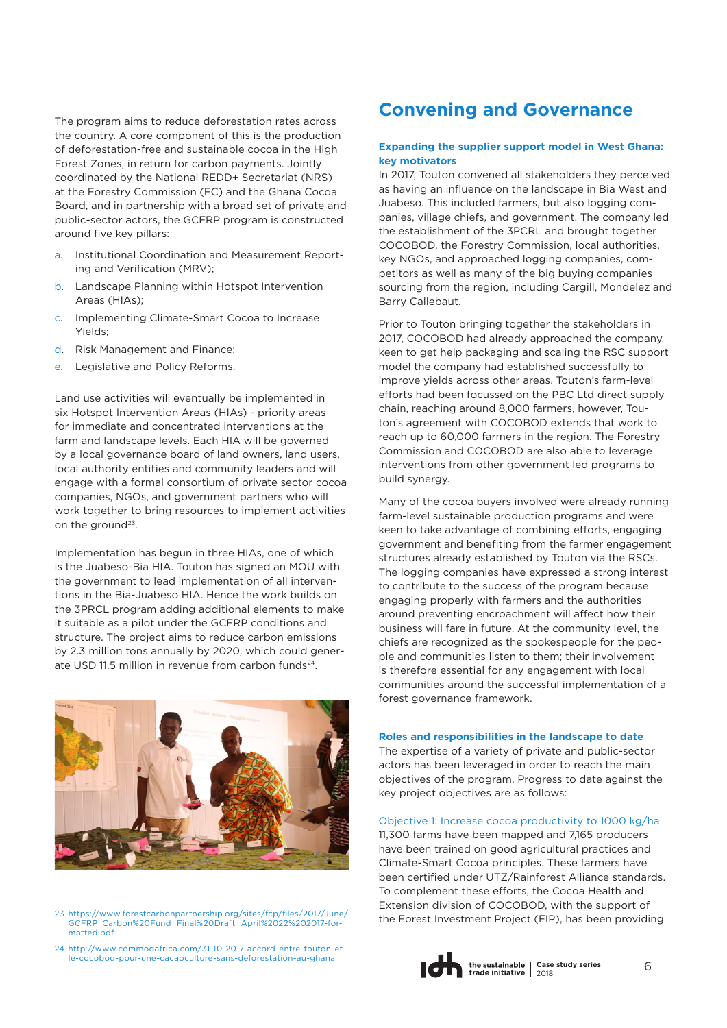The program aims to reduce deforestation rates across the country. A core component of this is the production of deforestation-free and sustainable cocoa in the High Forest Zones, in return for carbon payments. Jointly coordinated by the National REDD+ Secretariat (NRS) at the Forestry Commission (FC) and the Ghana Cocoa Board, and in partnership with a broad set of private and public-sector actors, the GCFRP program is constructed around five key pillars:

a. Institutional Coordination and Measurement Reporting and Verification (MRV);
b. Landscape Planning within Hotspot Intervention Areas (HIAs);
c. Implementing Climate-Smart Cocoa to Increase Yields;
d. Risk Management and Finance;
e. Legislative and Policy Reforms.

Land use activities will eventually be implemented in six Hotspot Intervention Areas (HIAs) - priority areas for immediate and concentrated interventions at the farm and landscape levels. Each HIA will be governed by a local governance board of land owners, land users, local authority entities and community leaders and will engage with a formal consortium of private sector cocoa companies, NGOs, and government partners who will work together to bring resources to implement activities on the ground[23].

Implementation has begun in three HIAs, one of which is the Juabeso-Bia HIA. Touton has signed an MOU with the government to lead implementation of all interventions in the Bia-Juabeso HIA. Hence the work builds on the 3PRCL program adding additional elements to make it suitable as a pilot under the GCFRP conditions and structure. The project aims to reduce carbon emissions by 2.3 million tons annually by 2020, which could generate USD 11.5 million in revenue from carbon funds[24].

23 https://www.forestcarbonpartnership.org/sites/fcp/files/2017/June/GCFRP_Carbon%20Fund_Final%20Draft_April%2022%202017-formatted.pdf

24 http://www.commodafrica.com/31-10-2017-accord-entre-touton-et-le-cocobod-pour-une-cacaoculture-sans-deforestation-au-ghana

## Convening and Governance

### Expanding the supplier support model in West Ghana: key motivators

In 2017, Touton convened all stakeholders they perceived as having an influence on the landscape in Bia West and Juabeso. This included farmers, but also logging companies, village chiefs, and government. The company led the establishment of the 3PCRL and brought together COCOBOD, the Forestry Commission, local authorities, key NGOs, and approached logging companies, competitors as well as many of the big buying companies sourcing from the region, including Cargill, Mondelez and Barry Callebaut.

Prior to Touton bringing together the stakeholders in 2017, COCOBOD had already approached the company, keen to get help packaging and scaling the RSC support model the company had established successfully to improve yields across other areas. Touton's farm-level efforts had been focussed on the PBC Ltd direct supply chain, reaching around 8,000 farmers, however, Touton's agreement with COCOBOD extends that work to reach up to 60,000 farmers in the region. The Forestry Commission and COCOBOD are also able to leverage interventions from other government led programs to build synergy.

Many of the cocoa buyers involved were already running farm-level sustainable production programs and were keen to take advantage of combining efforts, engaging government and benefiting from the farmer engagement structures already established by Touton via the RSCs. The logging companies have expressed a strong interest to contribute to the success of the program because engaging properly with farmers and the authorities around preventing encroachment will affect how their business will fare in future. At the community level, the chiefs are recognized as the spokespeople for the people and communities listen to them; their involvement is therefore essential for any engagement with local communities around the successful implementation of a forest governance framework.

### Roles and responsibilities in the landscape to date

The expertise of a variety of private and public-sector actors has been leveraged in order to reach the main objectives of the program. Progress to date against the key project objectives are as follows:

#### Objective 1: Increase cocoa productivity to 1000 kg/ha

11,300 farms have been mapped and 7,165 producers have been trained on good agricultural practices and Climate-Smart Cocoa principles. These farmers have been certified under UTZ/Rainforest Alliance standards. To complement these efforts, the Cocoa Health and Extension division of COCOBOD, with the support of the Forest Investment Project (FIP), has been providing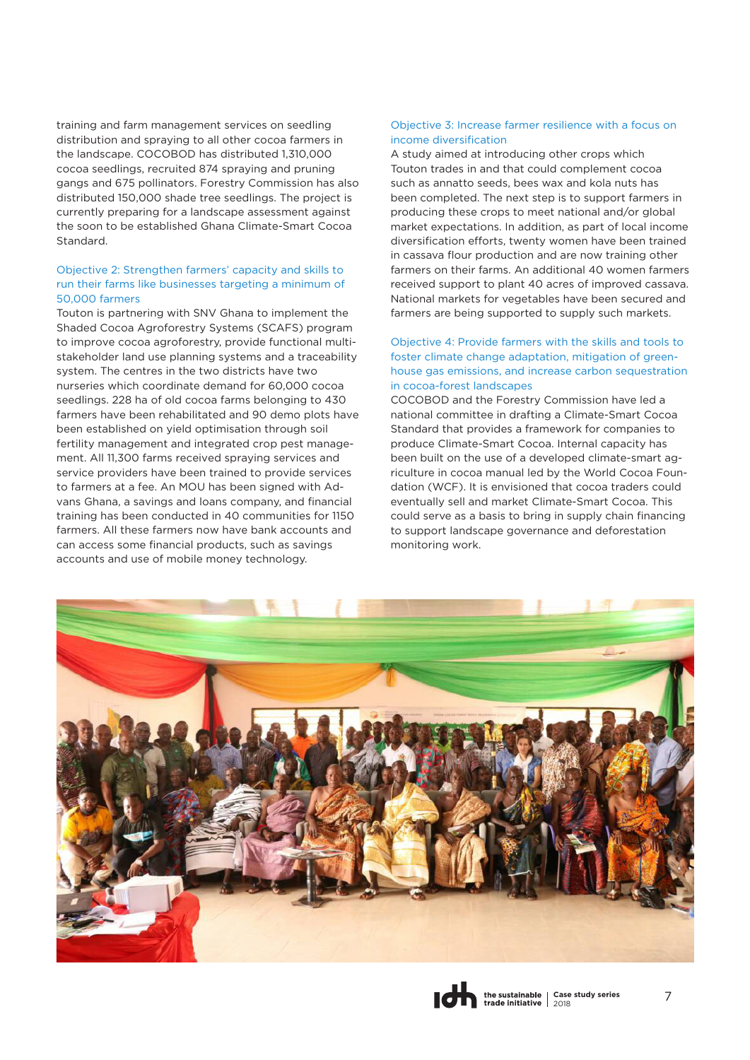training and farm management services on seedling distribution and spraying to all other cocoa farmers in the landscape. COCOBOD has distributed 1,310,000 cocoa seedlings, recruited 874 spraying and pruning gangs and 675 pollinators. Forestry Commission has also distributed 150,000 shade tree seedlings. The project is currently preparing for a landscape assessment against the soon to be established Ghana Climate-Smart Cocoa Standard.

### Objective 2: Strengthen farmers' capacity and skills to run their farms like businesses targeting a minimum of 50,000 farmers

Touton is partnering with SNV Ghana to implement the Shaded Cocoa Agroforestry Systems (SCAFS) program to improve cocoa agroforestry, provide functional multi-stakeholder land use planning systems and a traceability system. The centres in the two districts have two nurseries which coordinate demand for 60,000 cocoa seedlings. 228 ha of old cocoa farms belonging to 430 farmers have been rehabilitated and 90 demo plots have been established on yield optimisation through soil fertility management and integrated crop pest management. All 11,300 farms received spraying services and service providers have been trained to provide services to farmers at a fee. An MOU has been signed with Advans Ghana, a savings and loans company, and financial training has been conducted in 40 communities for 1150 farmers. All these farmers now have bank accounts and can access some financial products, such as savings accounts and use of mobile money technology.

### Objective 3: Increase farmer resilience with a focus on income diversification

A study aimed at introducing other crops which Touton trades in and that could complement cocoa such as annatto seeds, bees wax and kola nuts has been completed. The next step is to support farmers in producing these crops to meet national and/or global market expectations. In addition, as part of local income diversification efforts, twenty women have been trained in cassava flour production and are now training other farmers on their farms. An additional 40 women farmers received support to plant 40 acres of improved cassava. National markets for vegetables have been secured and farmers are being supported to supply such markets.

### Objective 4: Provide farmers with the skills and tools to foster climate change adaptation, mitigation of green-house gas emissions, and increase carbon sequestration in cocoa-forest landscapes

COCOBOD and the Forestry Commission have led a national committee in drafting a Climate-Smart Cocoa Standard that provides a framework for companies to produce Climate-Smart Cocoa. Internal capacity has been built on the use of a developed climate-smart agriculture in cocoa manual led by the World Cocoa Foundation (WCF). It is envisioned that cocoa traders could eventually sell and market Climate-Smart Cocoa. This could serve as a basis to bring in supply chain financing to support landscape governance and deforestation monitoring work.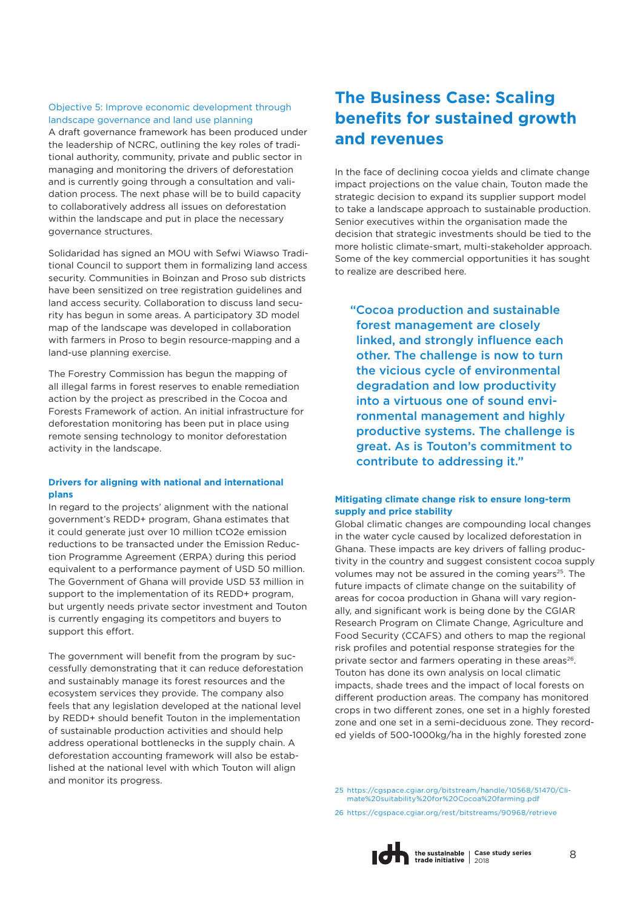### Objective 5: Improve economic development through landscape governance and land use planning

A draft governance framework has been produced under the leadership of NCRC, outlining the key roles of traditional authority, community, private and public sector in managing and monitoring the drivers of deforestation and is currently going through a consultation and validation process. The next phase will be to build capacity to collaboratively address all issues on deforestation within the landscape and put in place the necessary governance structures.

Solidaridad has signed an MOU with Sefwi Wiawso Traditional Council to support them in formalizing land access security. Communities in Boinzan and Proso sub districts have been sensitized on tree registration guidelines and land access security. Collaboration to discuss land security has begun in some areas. A participatory 3D model map of the landscape was developed in collaboration with farmers in Proso to begin resource-mapping and a land-use planning exercise.

The Forestry Commission has begun the mapping of all illegal farms in forest reserves to enable remediation action by the project as prescribed in the Cocoa and Forests Framework of action. An initial infrastructure for deforestation monitoring has been put in place using remote sensing technology to monitor deforestation activity in the landscape.

### Drivers for aligning with national and international plans

In regard to the projects' alignment with the national government's REDD+ program, Ghana estimates that it could generate just over 10 million tCO2e emission reductions to be transacted under the Emission Reduction Programme Agreement (ERPA) during this period equivalent to a performance payment of USD 50 million. The Government of Ghana will provide USD 53 million in support to the implementation of its REDD+ program, but urgently needs private sector investment and Touton is currently engaging its competitors and buyers to support this effort.

The government will benefit from the program by successfully demonstrating that it can reduce deforestation and sustainably manage its forest resources and the ecosystem services they provide. The company also feels that any legislation developed at the national level by REDD+ should benefit Touton in the implementation of sustainable production activities and should help address operational bottlenecks in the supply chain. A deforestation accounting framework will also be established at the national level with which Touton will align and monitor its progress.

## The Business Case: Scaling benefits for sustained growth and revenues

In the face of declining cocoa yields and climate change impact projections on the value chain, Touton made the strategic decision to expand its supplier support model to take a landscape approach to sustainable production. Senior executives within the organisation made the decision that strategic investments should be tied to the more holistic climate-smart, multi-stakeholder approach. Some of the key commercial opportunities it has sought to realize are described here.

> "Cocoa production and sustainable forest management are closely linked, and strongly influence each other. The challenge is now to turn the vicious cycle of environmental degradation and low productivity into a virtuous one of sound environmental management and highly productive systems. The challenge is great. As is Touton's commitment to contribute to addressing it."

### Mitigating climate change risk to ensure long-term supply and price stability

Global climatic changes are compounding local changes in the water cycle caused by localized deforestation in Ghana. These impacts are key drivers of falling productivity in the country and suggest consistent cocoa supply volumes may not be assured in the coming years[25]. The future impacts of climate change on the suitability of areas for cocoa production in Ghana will vary regionally, and significant work is being done by the CGIAR Research Program on Climate Change, Agriculture and Food Security (CCAFS) and others to map the regional risk profiles and potential response strategies for the private sector and farmers operating in these areas[26]. Touton has done its own analysis on local climatic impacts, shade trees and the impact of local forests on different production areas. The company has monitored crops in two different zones, one set in a highly forested zone and one set in a semi-deciduous zone. They recorded yields of 500-1000kg/ha in the highly forested zone

25 https://cgspace.cgiar.org/bitstream/handle/10568/51470/Climate%20suitability%20for%20Cocoa%20farming.pdf

26 https://cgspace.cgiar.org/rest/bitstreams/90968/retrieve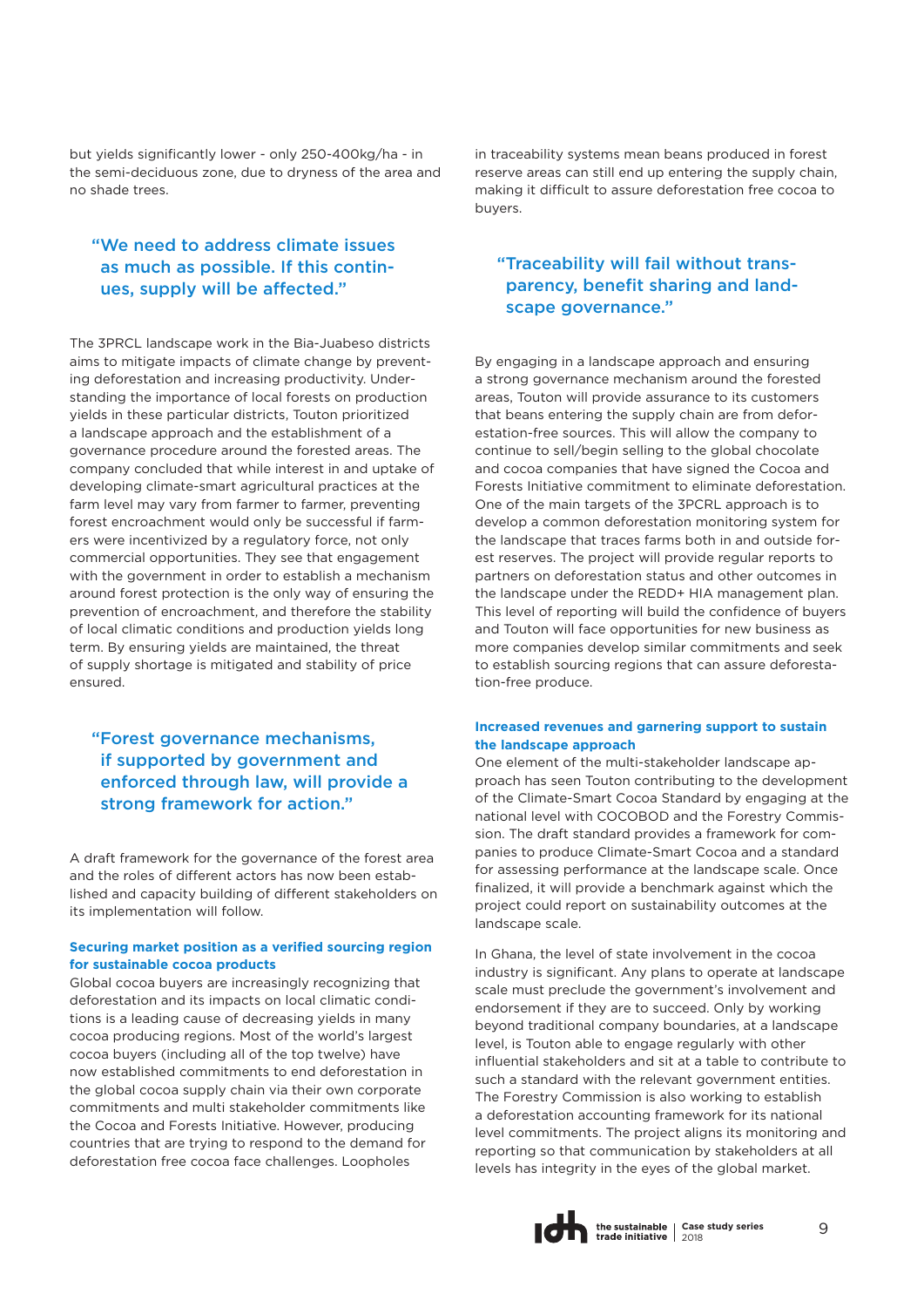but yields significantly lower - only 250-400kg/ha - in the semi-deciduous zone, due to dryness of the area and no shade trees.

> "We need to address climate issues as much as possible. If this continues, supply will be affected."

The 3PRCL landscape work in the Bia-Juabeso districts aims to mitigate impacts of climate change by preventing deforestation and increasing productivity. Understanding the importance of local forests on production yields in these particular districts, Touton prioritized a landscape approach and the establishment of a governance procedure around the forested areas. The company concluded that while interest in and uptake of developing climate-smart agricultural practices at the farm level may vary from farmer to farmer, preventing forest encroachment would only be successful if farmers were incentivized by a regulatory force, not only commercial opportunities. They see that engagement with the government in order to establish a mechanism around forest protection is the only way of ensuring the prevention of encroachment, and therefore the stability of local climatic conditions and production yields long term. By ensuring yields are maintained, the threat of supply shortage is mitigated and stability of price ensured.

> "Forest governance mechanisms, if supported by government and enforced through law, will provide a strong framework for action."

A draft framework for the governance of the forest area and the roles of different actors has now been established and capacity building of different stakeholders on its implementation will follow.

**Securing market position as a verified sourcing region for sustainable cocoa products**

Global cocoa buyers are increasingly recognizing that deforestation and its impacts on local climatic conditions is a leading cause of decreasing yields in many cocoa producing regions. Most of the world's largest cocoa buyers (including all of the top twelve) have now established commitments to end deforestation in the global cocoa supply chain via their own corporate commitments and multi stakeholder commitments like the Cocoa and Forests Initiative. However, producing countries that are trying to respond to the demand for deforestation free cocoa face challenges. Loopholes in traceability systems mean beans produced in forest reserve areas can still end up entering the supply chain, making it difficult to assure deforestation free cocoa to buyers.

> "Traceability will fail without transparency, benefit sharing and landscape governance."

By engaging in a landscape approach and ensuring a strong governance mechanism around the forested areas, Touton will provide assurance to its customers that beans entering the supply chain are from deforestation-free sources. This will allow the company to continue to sell/begin selling to the global chocolate and cocoa companies that have signed the Cocoa and Forests Initiative commitment to eliminate deforestation. One of the main targets of the 3PCRL approach is to develop a common deforestation monitoring system for the landscape that traces farms both in and outside forest reserves. The project will provide regular reports to partners on deforestation status and other outcomes in the landscape under the REDD+ HIA management plan. This level of reporting will build the confidence of buyers and Touton will face opportunities for new business as more companies develop similar commitments and seek to establish sourcing regions that can assure deforestation-free produce.

**Increased revenues and garnering support to sustain the landscape approach**

One element of the multi-stakeholder landscape approach has seen Touton contributing to the development of the Climate-Smart Cocoa Standard by engaging at the national level with COCOBOD and the Forestry Commission. The draft standard provides a framework for companies to produce Climate-Smart Cocoa and a standard for assessing performance at the landscape scale. Once finalized, it will provide a benchmark against which the project could report on sustainability outcomes at the landscape scale.

In Ghana, the level of state involvement in the cocoa industry is significant. Any plans to operate at landscape scale must preclude the government's involvement and endorsement if they are to succeed. Only by working beyond traditional company boundaries, at a landscape level, is Touton able to engage regularly with other influential stakeholders and sit at a table to contribute to such a standard with the relevant government entities. The Forestry Commission is also working to establish a deforestation accounting framework for its national level commitments. The project aligns its monitoring and reporting so that communication by stakeholders at all levels has integrity in the eyes of the global market.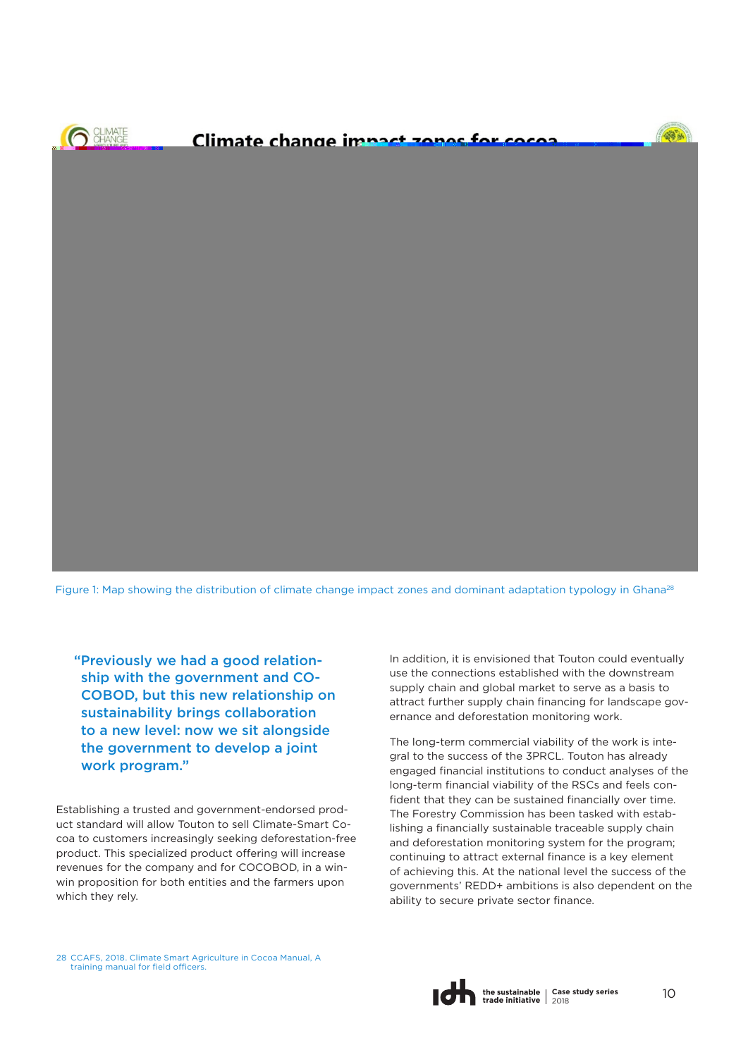Figure 1: Map showing the distribution of climate change impact zones and dominant adaptation typology in Ghana[28]

> "Previously we had a good relationship with the government and COCOBOD, but this new relationship on sustainability brings collaboration to a new level: now we sit alongside the government to develop a joint work program."

Establishing a trusted and government-endorsed product standard will allow Touton to sell Climate-Smart Cocoa to customers increasingly seeking deforestation-free product. This specialized product offering will increase revenues for the company and for COCOBOD, in a win-win proposition for both entities and the farmers upon which they rely.

In addition, it is envisioned that Touton could eventually use the connections established with the downstream supply chain and global market to serve as a basis to attract further supply chain financing for landscape governance and deforestation monitoring work.

The long-term commercial viability of the work is integral to the success of the 3PRCL. Touton has already engaged financial institutions to conduct analyses of the long-term financial viability of the RSCs and feels confident that they can be sustained financially over time. The Forestry Commission has been tasked with establishing a financially sustainable traceable supply chain and deforestation monitoring system for the program; continuing to attract external finance is a key element of achieving this. At the national level the success of the governments' REDD+ ambitions is also dependent on the ability to secure private sector finance.

28 CCAFS, 2018. Climate Smart Agriculture in Cocoa Manual, A training manual for field officers.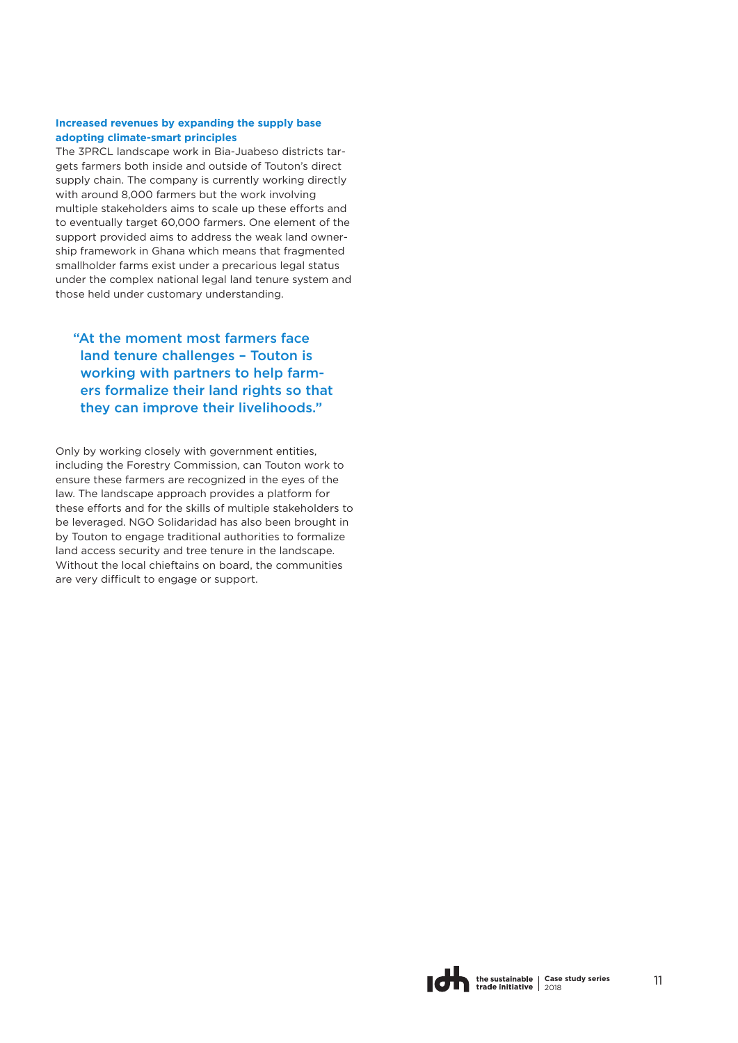### Increased revenues by expanding the supply base adopting climate-smart principles

The 3PRCL landscape work in Bia-Juabeso districts targets farmers both inside and outside of Touton's direct supply chain. The company is currently working directly with around 8,000 farmers but the work involving multiple stakeholders aims to scale up these efforts and to eventually target 60,000 farmers. One element of the support provided aims to address the weak land ownership framework in Ghana which means that fragmented smallholder farms exist under a precarious legal status under the complex national legal land tenure system and those held under customary understanding.

> "At the moment most farmers face land tenure challenges – Touton is working with partners to help farmers formalize their land rights so that they can improve their livelihoods."

Only by working closely with government entities, including the Forestry Commission, can Touton work to ensure these farmers are recognized in the eyes of the law. The landscape approach provides a platform for these efforts and for the skills of multiple stakeholders to be leveraged. NGO Solidaridad has also been brought in by Touton to engage traditional authorities to formalize land access security and tree tenure in the landscape. Without the local chieftains on board, the communities are very difficult to engage or support.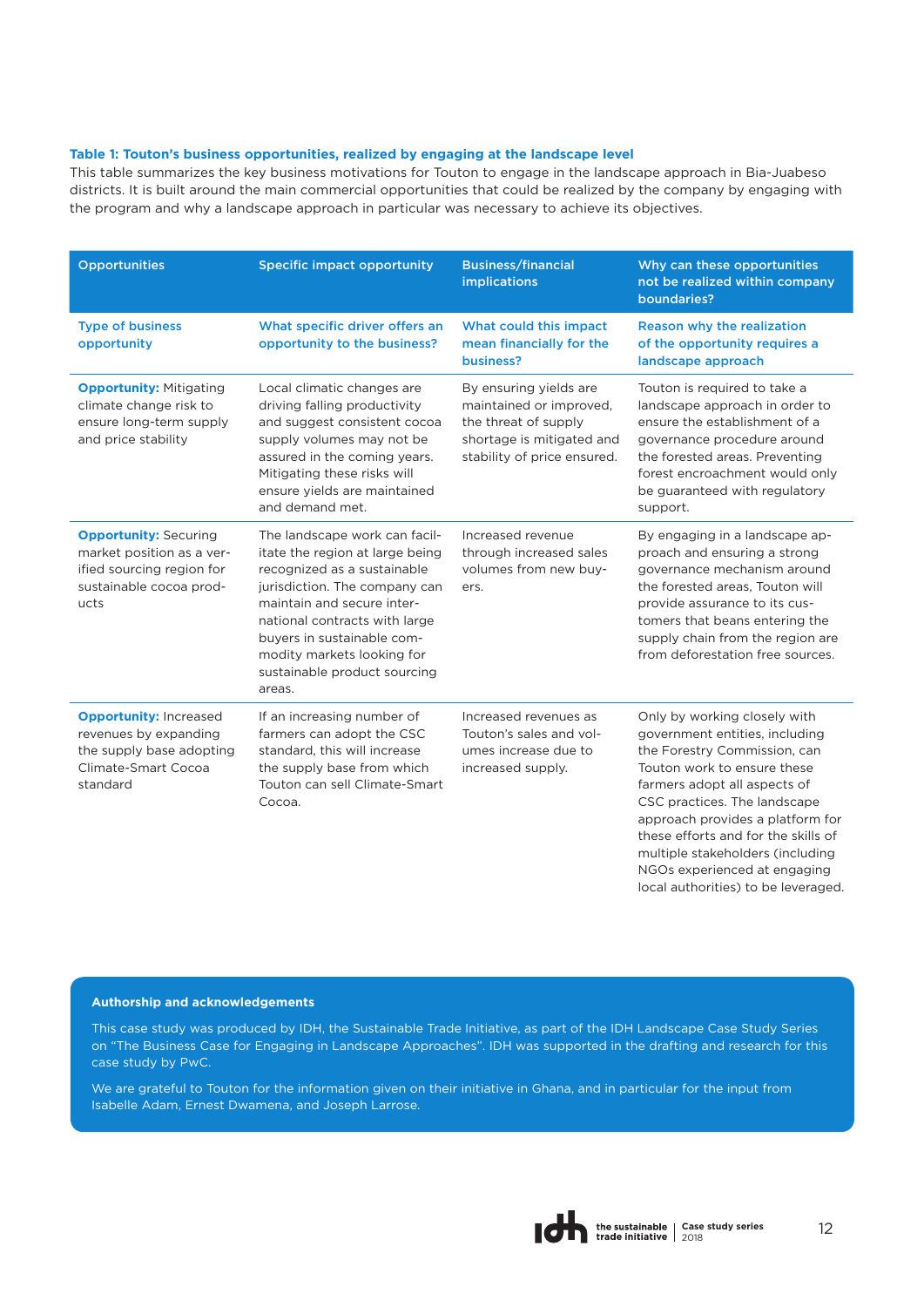**Table 1: Touton's business opportunities, realized by engaging at the landscape level**

This table summarizes the key business motivations for Touton to engage in the landscape approach in Bia-Juabeso districts. It is built around the main commercial opportunities that could be realized by the company by engaging with the program and why a landscape approach in particular was necessary to achieve its objectives.

| Opportunities | Specific impact opportunity | Business/financial implications | Why can these opportunities not be realized within company boundaries? |
|---|---|---|---|
| Type of business opportunity | What specific driver offers an opportunity to the business? | What could this impact mean financially for the business? | Reason why the realization of the opportunity requires a landscape approach |
| **Opportunity:** Mitigating climate change risk to ensure long-term supply and price stability | Local climatic changes are driving falling productivity and suggest consistent cocoa supply volumes may not be assured in the coming years. Mitigating these risks will ensure yields are maintained and demand met. | By ensuring yields are maintained or improved, the threat of supply shortage is mitigated and stability of price ensured. | Touton is required to take a landscape approach in order to ensure the establishment of a governance procedure around the forested areas. Preventing forest encroachment would only be guaranteed with regulatory support. |
| **Opportunity:** Securing market position as a verified sourcing region for sustainable cocoa products | The landscape work can facilitate the region at large being recognized as a sustainable jurisdiction. The company can maintain and secure international contracts with large buyers in sustainable commodity markets looking for sustainable product sourcing areas. | Increased revenue through increased sales volumes from new buyers. | By engaging in a landscape approach and ensuring a strong governance mechanism around the forested areas, Touton will provide assurance to its customers that beans entering the supply chain from the region are from deforestation free sources. |
| **Opportunity:** Increased revenues by expanding the supply base adopting Climate-Smart Cocoa standard | If an increasing number of farmers can adopt the CSC standard, this will increase the supply base from which Touton can sell Climate-Smart Cocoa. | Increased revenues as Touton's sales and volumes increase due to increased supply. | Only by working closely with government entities, including the Forestry Commission, can Touton work to ensure these farmers adopt all aspects of CSC practices. The landscape approach provides a platform for these efforts and for the skills of multiple stakeholders (including NGOs experienced at engaging local authorities) to be leveraged. |

**Authorship and acknowledgements**

This case study was produced by IDH, the Sustainable Trade Initiative, as part of the IDH Landscape Case Study Series on "The Business Case for Engaging in Landscape Approaches". IDH was supported in the drafting and research for this case study by PwC.

We are grateful to Touton for the information given on their initiative in Ghana, and in particular for the input from Isabelle Adam, Ernest Dwamena, and Joseph Larrose.